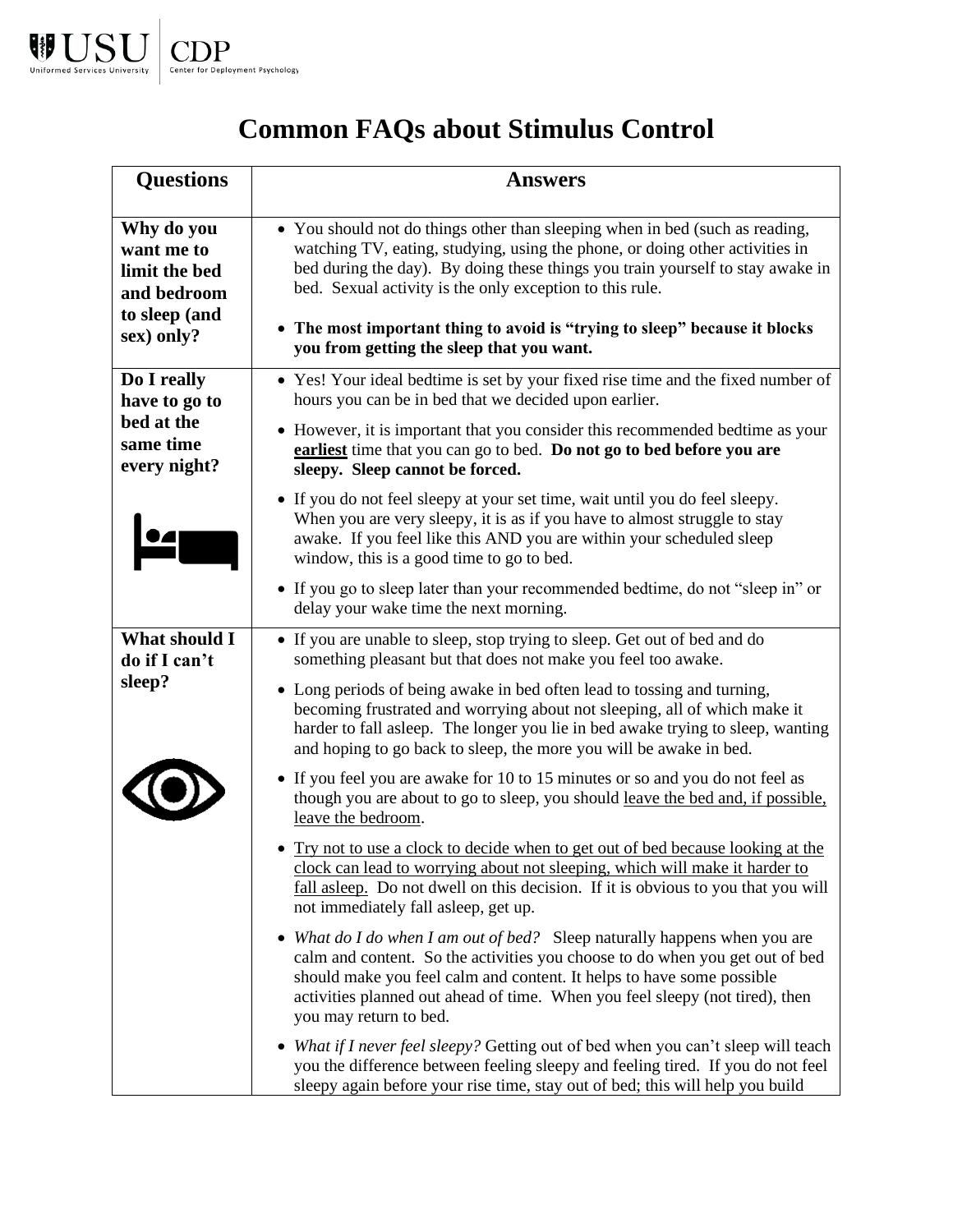# Common FAQs about Stimulus Control

| Questions | Answers |
|---|---|
| **Why do you want me to limit the bed and bedroom to sleep (and sex) only?** | • You should not do things other than sleeping when in bed (such as reading, watching TV, eating, studying, using the phone, or doing other activities in bed during the day). By doing these things you train yourself to stay awake in bed. Sexual activity is the only exception to this rule.<br><br>• **The most important thing to avoid is "trying to sleep" because it blocks you from getting the sleep that you want.** |
| **Do I really have to go to bed at the same time every night?** | • Yes! Your ideal bedtime is set by your fixed rise time and the fixed number of hours you can be in bed that we decided upon earlier.<br><br>• However, it is important that you consider this recommended bedtime as your <u>**earliest**</u> time that you can go to bed. **Do not go to bed before you are sleepy. Sleep cannot be forced.**<br><br>• If you do not feel sleepy at your set time, wait until you do feel sleepy. When you are very sleepy, it is as if you have to almost struggle to stay awake. If you feel like this AND you are within your scheduled sleep window, this is a good time to go to bed.<br><br>• If you go to sleep later than your recommended bedtime, do not "sleep in" or delay your wake time the next morning. |
| **What should I do if I can't sleep?** | • If you are unable to sleep, stop trying to sleep. Get out of bed and do something pleasant but that does not make you feel too awake.<br><br>• Long periods of being awake in bed often lead to tossing and turning, becoming frustrated and worrying about not sleeping, all of which make it harder to fall asleep. The longer you lie in bed awake trying to sleep, wanting and hoping to go back to sleep, the more you will be awake in bed.<br><br>• If you feel you are awake for 10 to 15 minutes or so and you do not feel as though you are about to go to sleep, you should <u>leave the bed and, if possible, leave the bedroom</u>.<br><br>• <u>Try not to use a clock to decide when to get out of bed because looking at the clock can lead to worrying about not sleeping, which will make it harder to fall asleep.</u> Do not dwell on this decision. If it is obvious to you that you will not immediately fall asleep, get up.<br><br>• *What do I do when I am out of bed?* Sleep naturally happens when you are calm and content. So the activities you choose to do when you get out of bed should make you feel calm and content. It helps to have some possible activities planned out ahead of time. When you feel sleepy (not tired), then you may return to bed.<br><br>• *What if I never feel sleepy?* Getting out of bed when you can't sleep will teach you the difference between feeling sleepy and feeling tired. If you do not feel sleepy again before your rise time, stay out of bed; this will help you build |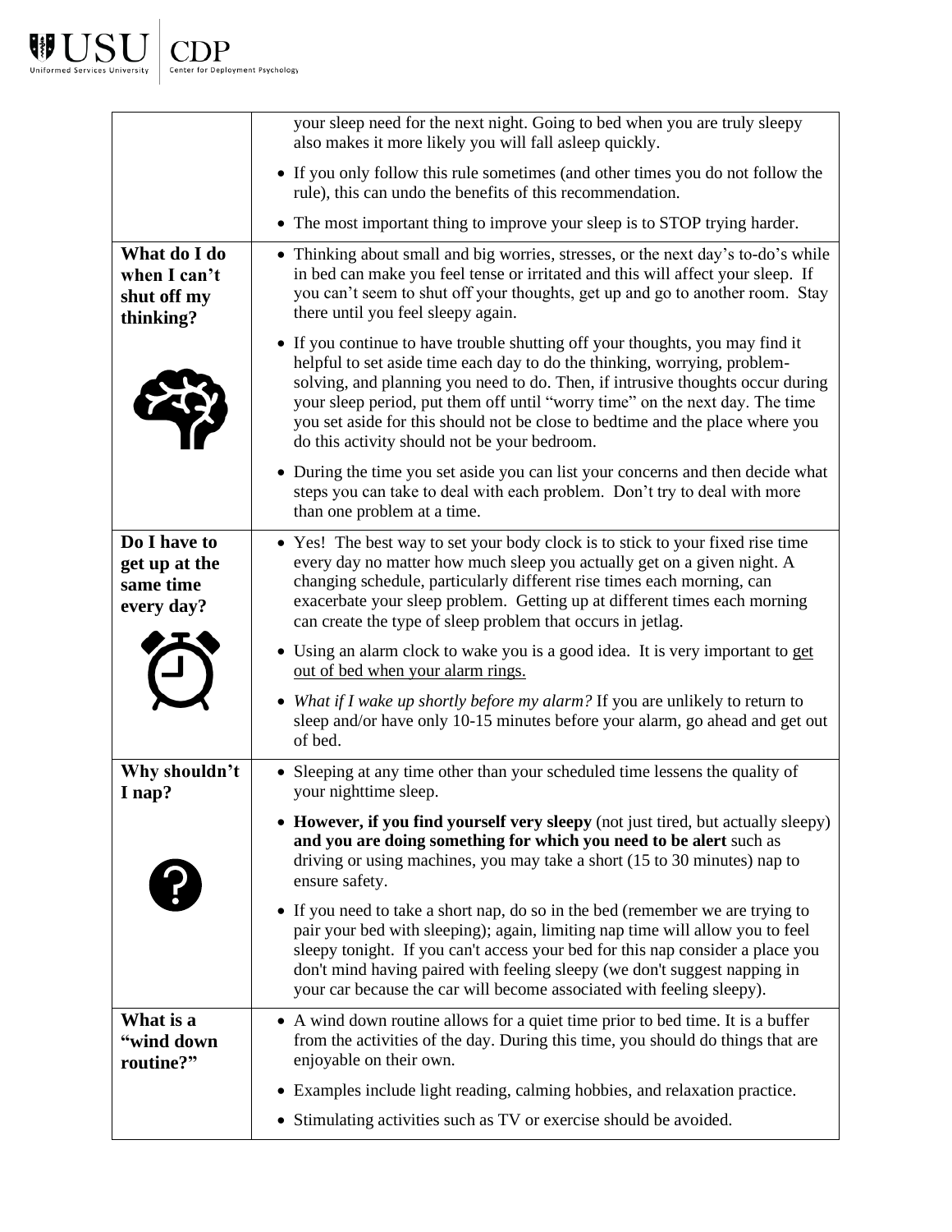| | |
|---|---|
| | your sleep need for the next night. Going to bed when you are truly sleepy also makes it more likely you will fall asleep quickly.<br>• If you only follow this rule sometimes (and other times you do not follow the rule), this can undo the benefits of this recommendation.<br>• The most important thing to improve your sleep is to STOP trying harder. |
| **What do I do when I can't shut off my thinking?** | • Thinking about small and big worries, stresses, or the next day's to-do's while in bed can make you feel tense or irritated and this will affect your sleep. If you can't seem to shut off your thoughts, get up and go to another room. Stay there until you feel sleepy again.<br>• If you continue to have trouble shutting off your thoughts, you may find it helpful to set aside time each day to do the thinking, worrying, problem-solving, and planning you need to do. Then, if intrusive thoughts occur during your sleep period, put them off until "worry time" on the next day. The time you set aside for this should not be close to bedtime and the place where you do this activity should not be your bedroom.<br>• During the time you set aside you can list your concerns and then decide what steps you can take to deal with each problem. Don't try to deal with more than one problem at a time. |
| **Do I have to get up at the same time every day?** | • Yes! The best way to set your body clock is to stick to your fixed rise time every day no matter how much sleep you actually get on a given night. A changing schedule, particularly different rise times each morning, can exacerbate your sleep problem. Getting up at different times each morning can create the type of sleep problem that occurs in jetlag.<br>• Using an alarm clock to wake you is a good idea. It is very important to <u>get out of bed when your alarm rings.</u><br>• *What if I wake up shortly before my alarm?* If you are unlikely to return to sleep and/or have only 10-15 minutes before your alarm, go ahead and get out of bed. |
| **Why shouldn't I nap?** | • Sleeping at any time other than your scheduled time lessens the quality of your nighttime sleep.<br>• **However, if you find yourself very sleepy** (not just tired, but actually sleepy) **and you are doing something for which you need to be alert** such as driving or using machines, you may take a short (15 to 30 minutes) nap to ensure safety.<br>• If you need to take a short nap, do so in the bed (remember we are trying to pair your bed with sleeping); again, limiting nap time will allow you to feel sleepy tonight. If you can't access your bed for this nap consider a place you don't mind having paired with feeling sleepy (we don't suggest napping in your car because the car will become associated with feeling sleepy). |
| **What is a "wind down routine?"** | • A wind down routine allows for a quiet time prior to bed time. It is a buffer from the activities of the day. During this time, you should do things that are enjoyable on their own.<br>• Examples include light reading, calming hobbies, and relaxation practice.<br>• Stimulating activities such as TV or exercise should be avoided. |